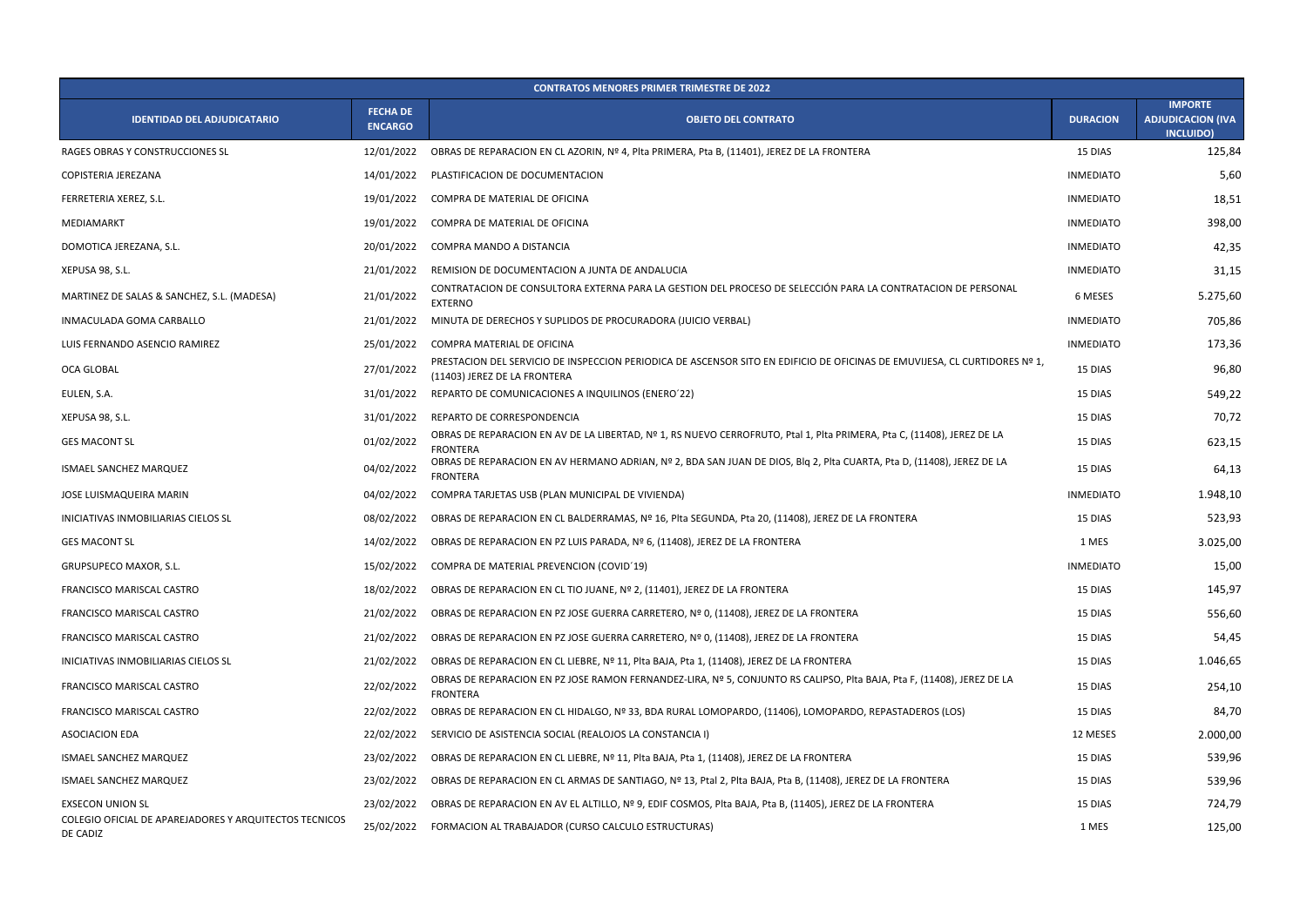| CONTRATOS MENORES PRIMER TRIMESTRE DE 2022 | | | | |
|---|---|---|---|---|
| **IDENTIDAD DEL ADJUDICATARIO** | **FECHA DE ENCARGO** | **OBJETO DEL CONTRATO** | **DURACION** | **IMPORTE ADJUDICACION (IVA INCLUIDO)** |
| RAGES OBRAS Y CONSTRUCCIONES SL | 12/01/2022 | OBRAS DE REPARACION EN CL AZORIN, Nº 4, Plta PRIMERA, Pta B, (11401), JEREZ DE LA FRONTERA | 15 DIAS | 125,84 |
| COPISTERIA JEREZANA | 14/01/2022 | PLASTIFICACION DE DOCUMENTACION | INMEDIATO | 5,60 |
| FERRETERIA XEREZ, S.L. | 19/01/2022 | COMPRA DE MATERIAL DE OFICINA | INMEDIATO | 18,51 |
| MEDIAMARKT | 19/01/2022 | COMPRA DE MATERIAL DE OFICINA | INMEDIATO | 398,00 |
| DOMOTICA JEREZANA, S.L. | 20/01/2022 | COMPRA MANDO A DISTANCIA | INMEDIATO | 42,35 |
| XEPUSA 98, S.L. | 21/01/2022 | REMISION DE DOCUMENTACION A JUNTA DE ANDALUCIA | INMEDIATO | 31,15 |
| MARTINEZ DE SALAS & SANCHEZ, S.L. (MADESA) | 21/01/2022 | CONTRATACION DE CONSULTORA EXTERNA PARA LA GESTION DEL PROCESO DE SELECCIÓN PARA LA CONTRATACION DE PERSONAL EXTERNO | 6 MESES | 5.275,60 |
| INMACULADA GOMA CARBALLO | 21/01/2022 | MINUTA DE DERECHOS Y SUPLIDOS DE PROCURADORA (JUICIO VERBAL) | INMEDIATO | 705,86 |
| LUIS FERNANDO ASENCIO RAMIREZ | 25/01/2022 | COMPRA MATERIAL DE OFICINA | INMEDIATO | 173,36 |
| OCA GLOBAL | 27/01/2022 | PRESTACION DEL SERVICIO DE INSPECCION PERIODICA DE ASCENSOR SITO EN EDIFICIO DE OFICINAS DE EMUVIJESA, CL CURTIDORES Nº 1, (11403) JEREZ DE LA FRONTERA | 15 DIAS | 96,80 |
| EULEN, S.A. | 31/01/2022 | REPARTO DE COMUNICACIONES A INQUILINOS (ENERO´22) | 15 DIAS | 549,22 |
| XEPUSA 98, S.L. | 31/01/2022 | REPARTO DE CORRESPONDENCIA | 15 DIAS | 70,72 |
| GES MACONT SL | 01/02/2022 | OBRAS DE REPARACION EN AV DE LA LIBERTAD, Nº 1, RS NUEVO CERROFRUTO, Ptal 1, Plta PRIMERA, Pta C, (11408), JEREZ DE LA FRONTERA | 15 DIAS | 623,15 |
| ISMAEL SANCHEZ MARQUEZ | 04/02/2022 | OBRAS DE REPARACION EN AV HERMANO ADRIAN, Nº 2, BDA SAN JUAN DE DIOS, Blq 2, Plta CUARTA, Pta D, (11408), JEREZ DE LA FRONTERA | 15 DIAS | 64,13 |
| JOSE LUISMAQUEIRA MARIN | 04/02/2022 | COMPRA TARJETAS USB (PLAN MUNICIPAL DE VIVIENDA) | INMEDIATO | 1.948,10 |
| INICIATIVAS INMOBILIARIAS CIELOS SL | 08/02/2022 | OBRAS DE REPARACION EN CL BALDERRAMAS, Nº 16, Plta SEGUNDA, Pta 20, (11408), JEREZ DE LA FRONTERA | 15 DIAS | 523,93 |
| GES MACONT SL | 14/02/2022 | OBRAS DE REPARACION EN PZ LUIS PARADA, Nº 6, (11408), JEREZ DE LA FRONTERA | 1 MES | 3.025,00 |
| GRUPSUPECO MAXOR, S.L. | 15/02/2022 | COMPRA DE MATERIAL PREVENCION (COVID´19) | INMEDIATO | 15,00 |
| FRANCISCO MARISCAL CASTRO | 18/02/2022 | OBRAS DE REPARACION EN CL TIO JUANE, Nº 2, (11401), JEREZ DE LA FRONTERA | 15 DIAS | 145,97 |
| FRANCISCO MARISCAL CASTRO | 21/02/2022 | OBRAS DE REPARACION EN PZ JOSE GUERRA CARRETERO, Nº 0, (11408), JEREZ DE LA FRONTERA | 15 DIAS | 556,60 |
| FRANCISCO MARISCAL CASTRO | 21/02/2022 | OBRAS DE REPARACION EN PZ JOSE GUERRA CARRETERO, Nº 0, (11408), JEREZ DE LA FRONTERA | 15 DIAS | 54,45 |
| INICIATIVAS INMOBILIARIAS CIELOS SL | 21/02/2022 | OBRAS DE REPARACION EN CL LIEBRE, Nº 11, Plta BAJA, Pta 1, (11408), JEREZ DE LA FRONTERA | 15 DIAS | 1.046,65 |
| FRANCISCO MARISCAL CASTRO | 22/02/2022 | OBRAS DE REPARACION EN PZ JOSE RAMON FERNANDEZ-LIRA, Nº 5, CONJUNTO RS CALIPSO, Plta BAJA, Pta F, (11408), JEREZ DE LA FRONTERA | 15 DIAS | 254,10 |
| FRANCISCO MARISCAL CASTRO | 22/02/2022 | OBRAS DE REPARACION EN CL HIDALGO, Nº 33, BDA RURAL LOMOPARDO, (11406), LOMOPARDO, REPASTADEROS (LOS) | 15 DIAS | 84,70 |
| ASOCIACION EDA | 22/02/2022 | SERVICIO DE ASISTENCIA SOCIAL (REALOJOS LA CONSTANCIA I) | 12 MESES | 2.000,00 |
| ISMAEL SANCHEZ MARQUEZ | 23/02/2022 | OBRAS DE REPARACION EN CL LIEBRE, Nº 11, Plta BAJA, Pta 1, (11408), JEREZ DE LA FRONTERA | 15 DIAS | 539,96 |
| ISMAEL SANCHEZ MARQUEZ | 23/02/2022 | OBRAS DE REPARACION EN CL ARMAS DE SANTIAGO, Nº 13, Ptal 2, Plta BAJA, Pta B, (11408), JEREZ DE LA FRONTERA | 15 DIAS | 539,96 |
| EXSECON UNION SL | 23/02/2022 | OBRAS DE REPARACION EN AV EL ALTILLO, Nº 9, EDIF COSMOS, Plta BAJA, Pta B, (11405), JEREZ DE LA FRONTERA | 15 DIAS | 724,79 |
| COLEGIO OFICIAL DE APAREJADORES Y ARQUITECTOS TECNICOS DE CADIZ | 25/02/2022 | FORMACION AL TRABAJADOR (CURSO CALCULO ESTRUCTURAS) | 1 MES | 125,00 |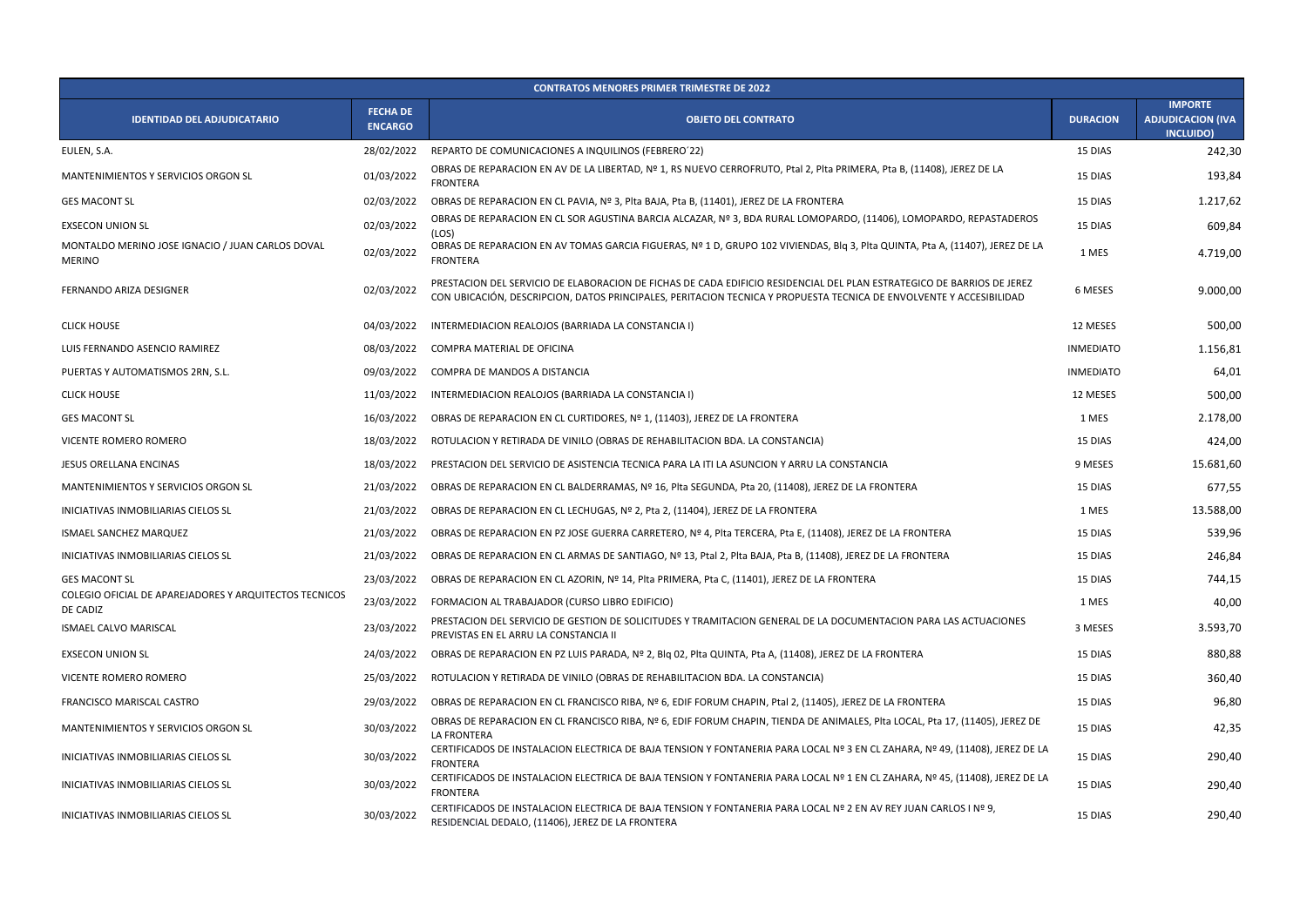| CONTRATOS MENORES PRIMER TRIMESTRE DE 2022 | | | | |
|---|---|---|---|---|
| IDENTIDAD DEL ADJUDICATARIO | FECHA DE ENCARGO | OBJETO DEL CONTRATO | DURACION | IMPORTE ADJUDICACION (IVA INCLUIDO) |
| EULEN, S.A. | 28/02/2022 | REPARTO DE COMUNICACIONES A INQUILINOS (FEBRERO´22) | 15 DIAS | 242,30 |
| MANTENIMIENTOS Y SERVICIOS ORGON SL | 01/03/2022 | OBRAS DE REPARACION EN AV DE LA LIBERTAD, Nº 1, RS NUEVO CERROFRUTO, Ptal 2, Plta PRIMERA, Pta B, (11408), JEREZ DE LA FRONTERA | 15 DIAS | 193,84 |
| GES MACONT SL | 02/03/2022 | OBRAS DE REPARACION EN CL PAVIA, Nº 3, Plta BAJA, Pta B, (11401), JEREZ DE LA FRONTERA | 15 DIAS | 1.217,62 |
| EXSECON UNION SL | 02/03/2022 | OBRAS DE REPARACION EN CL SOR AGUSTINA BARCIA ALCAZAR, Nº 3, BDA RURAL LOMOPARDO, (11406), LOMOPARDO, REPASTADEROS (LOS) | 15 DIAS | 609,84 |
| MONTALDO MERINO JOSE IGNACIO / JUAN CARLOS DOVAL MERINO | 02/03/2022 | OBRAS DE REPARACION EN AV TOMAS GARCIA FIGUERAS, Nº 1 D, GRUPO 102 VIVIENDAS, Blq 3, Plta QUINTA, Pta A, (11407), JEREZ DE LA FRONTERA | 1 MES | 4.719,00 |
| FERNANDO ARIZA DESIGNER | 02/03/2022 | PRESTACION DEL SERVICIO DE ELABORACION DE FICHAS DE CADA EDIFICIO RESIDENCIAL DEL PLAN ESTRATEGICO DE BARRIOS DE JEREZ CON UBICACIÓN, DESCRIPCION, DATOS PRINCIPALES, PERITACION TECNICA Y PROPUESTA TECNICA DE ENVOLVENTE Y ACCESIBILIDAD | 6 MESES | 9.000,00 |
| CLICK HOUSE | 04/03/2022 | INTERMEDIACION REALOJOS (BARRIADA LA CONSTANCIA I) | 12 MESES | 500,00 |
| LUIS FERNANDO ASENCIO RAMIREZ | 08/03/2022 | COMPRA MATERIAL DE OFICINA | INMEDIATO | 1.156,81 |
| PUERTAS Y AUTOMATISMOS 2RN, S.L. | 09/03/2022 | COMPRA DE MANDOS A DISTANCIA | INMEDIATO | 64,01 |
| CLICK HOUSE | 11/03/2022 | INTERMEDIACION REALOJOS (BARRIADA LA CONSTANCIA I) | 12 MESES | 500,00 |
| GES MACONT SL | 16/03/2022 | OBRAS DE REPARACION EN CL CURTIDORES, Nº 1, (11403), JEREZ DE LA FRONTERA | 1 MES | 2.178,00 |
| VICENTE ROMERO ROMERO | 18/03/2022 | ROTULACION Y RETIRADA DE VINILO (OBRAS DE REHABILITACION BDA. LA CONSTANCIA) | 15 DIAS | 424,00 |
| JESUS ORELLANA ENCINAS | 18/03/2022 | PRESTACION DEL SERVICIO DE ASISTENCIA TECNICA PARA LA ITI LA ASUNCION Y ARRU LA CONSTANCIA | 9 MESES | 15.681,60 |
| MANTENIMIENTOS Y SERVICIOS ORGON SL | 21/03/2022 | OBRAS DE REPARACION EN CL BALDERRAMAS, Nº 16, Plta SEGUNDA, Pta 20, (11408), JEREZ DE LA FRONTERA | 15 DIAS | 677,55 |
| INICIATIVAS INMOBILIARIAS CIELOS SL | 21/03/2022 | OBRAS DE REPARACION EN CL LECHUGAS, Nº 2, Pta 2, (11404), JEREZ DE LA FRONTERA | 1 MES | 13.588,00 |
| ISMAEL SANCHEZ MARQUEZ | 21/03/2022 | OBRAS DE REPARACION EN PZ JOSE GUERRA CARRETERO, Nº 4, Plta TERCERA, Pta E, (11408), JEREZ DE LA FRONTERA | 15 DIAS | 539,96 |
| INICIATIVAS INMOBILIARIAS CIELOS SL | 21/03/2022 | OBRAS DE REPARACION EN CL ARMAS DE SANTIAGO, Nº 13, Ptal 2, Plta BAJA, Pta B, (11408), JEREZ DE LA FRONTERA | 15 DIAS | 246,84 |
| GES MACONT SL | 23/03/2022 | OBRAS DE REPARACION EN CL AZORIN, Nº 14, Plta PRIMERA, Pta C, (11401), JEREZ DE LA FRONTERA | 15 DIAS | 744,15 |
| COLEGIO OFICIAL DE APAREJADORES Y ARQUITECTOS TECNICOS DE CADIZ | 23/03/2022 | FORMACION AL TRABAJADOR (CURSO LIBRO EDIFICIO) | 1 MES | 40,00 |
| ISMAEL CALVO MARISCAL | 23/03/2022 | PRESTACION DEL SERVICIO DE GESTION DE SOLICITUDES Y TRAMITACION GENERAL DE LA DOCUMENTACION PARA LAS ACTUACIONES PREVISTAS EN EL ARRU LA CONSTANCIA II | 3 MESES | 3.593,70 |
| EXSECON UNION SL | 24/03/2022 | OBRAS DE REPARACION EN PZ LUIS PARADA, Nº 2, Blq 02, Plta QUINTA, Pta A, (11408), JEREZ DE LA FRONTERA | 15 DIAS | 880,88 |
| VICENTE ROMERO ROMERO | 25/03/2022 | ROTULACION Y RETIRADA DE VINILO (OBRAS DE REHABILITACION BDA. LA CONSTANCIA) | 15 DIAS | 360,40 |
| FRANCISCO MARISCAL CASTRO | 29/03/2022 | OBRAS DE REPARACION EN CL FRANCISCO RIBA, Nº 6, EDIF FORUM CHAPIN, Ptal 2, (11405), JEREZ DE LA FRONTERA | 15 DIAS | 96,80 |
| MANTENIMIENTOS Y SERVICIOS ORGON SL | 30/03/2022 | OBRAS DE REPARACION EN CL FRANCISCO RIBA, Nº 6, EDIF FORUM CHAPIN, TIENDA DE ANIMALES, Plta LOCAL, Pta 17, (11405), JEREZ DE LA FRONTERA | 15 DIAS | 42,35 |
| INICIATIVAS INMOBILIARIAS CIELOS SL | 30/03/2022 | CERTIFICADOS DE INSTALACION ELECTRICA DE BAJA TENSION Y FONTANERIA PARA LOCAL Nº 3 EN CL ZAHARA, Nº 49, (11408), JEREZ DE LA FRONTERA | 15 DIAS | 290,40 |
| INICIATIVAS INMOBILIARIAS CIELOS SL | 30/03/2022 | CERTIFICADOS DE INSTALACION ELECTRICA DE BAJA TENSION Y FONTANERIA PARA LOCAL Nº 1 EN CL ZAHARA, Nº 45, (11408), JEREZ DE LA FRONTERA | 15 DIAS | 290,40 |
| INICIATIVAS INMOBILIARIAS CIELOS SL | 30/03/2022 | CERTIFICADOS DE INSTALACION ELECTRICA DE BAJA TENSION Y FONTANERIA PARA LOCAL Nº 2 EN AV REY JUAN CARLOS I Nº 9, RESIDENCIAL DEDALO, (11406), JEREZ DE LA FRONTERA | 15 DIAS | 290,40 |